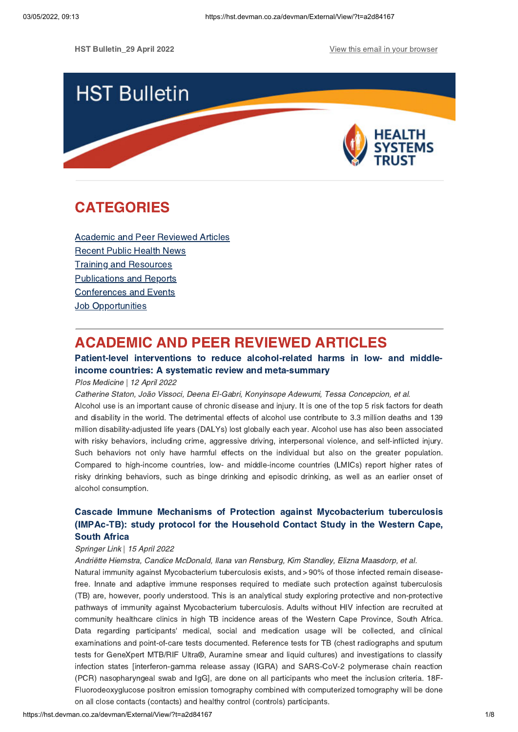HST Bulletin_29 April 2022

View this email in your browser

# HST Bulletin

HEALTH SYSTEMS TRUST

## CATEGORIES

- Academic and Peer Reviewed Articles
- Recent Public Health News
- Training and Resources
- Publications and Reports
- Conferences and Events
- Job Opportunities

## ACADEMIC AND PEER REVIEWED ARTICLES

### Patient-level interventions to reduce alcohol-related harms in low- and middle-income countries: A systematic review and meta-summary

*Plos Medicine* | *12 April 2022*

*Catherine Staton, João Vissoci, Deena El-Gabri, Konyinsope Adewumi, Tessa Concepcion, et al.*

Alcohol use is an important cause of chronic disease and injury. It is one of the top 5 risk factors for death and disability in the world. The detrimental effects of alcohol use contribute to 3.3 million deaths and 139 million disability-adjusted life years (DALYs) lost globally each year. Alcohol use has also been associated with risky behaviors, including crime, aggressive driving, interpersonal violence, and self-inflicted injury. Such behaviors not only have harmful effects on the individual but also on the greater population. Compared to high-income countries, low- and middle-income countries (LMICs) report higher rates of risky drinking behaviors, such as binge drinking and episodic drinking, as well as an earlier onset of alcohol consumption.

### Cascade Immune Mechanisms of Protection against Mycobacterium tuberculosis (IMPAc-TB): study protocol for the Household Contact Study in the Western Cape, South Africa

*Springer Link* | *15 April 2022*

*Andriëtte Hiemstra, Candice McDonald, Ilana van Rensburg, Kim Standley, Elizna Maasdorp, et al.*

Natural immunity against Mycobacterium tuberculosis exists, and > 90% of those infected remain disease-free. Innate and adaptive immune responses required to mediate such protection against tuberculosis (TB) are, however, poorly understood. This is an analytical study exploring protective and non-protective pathways of immunity against Mycobacterium tuberculosis. Adults without HIV infection are recruited at community healthcare clinics in high TB incidence areas of the Western Cape Province, South Africa. Data regarding participants' medical, social and medication usage will be collected, and clinical examinations and point-of-care tests documented. Reference tests for TB (chest radiographs and sputum tests for GeneXpert MTB/RIF Ultra®, Auramine smear and liquid cultures) and investigations to classify infection states [interferon-gamma release assay (IGRA) and SARS-CoV-2 polymerase chain reaction (PCR) nasopharyngeal swab and IgG], are done on all participants who meet the inclusion criteria. 18F-Fluorodeoxyglucose positron emission tomography combined with computerized tomography will be done on all close contacts (contacts) and healthy control (controls) participants.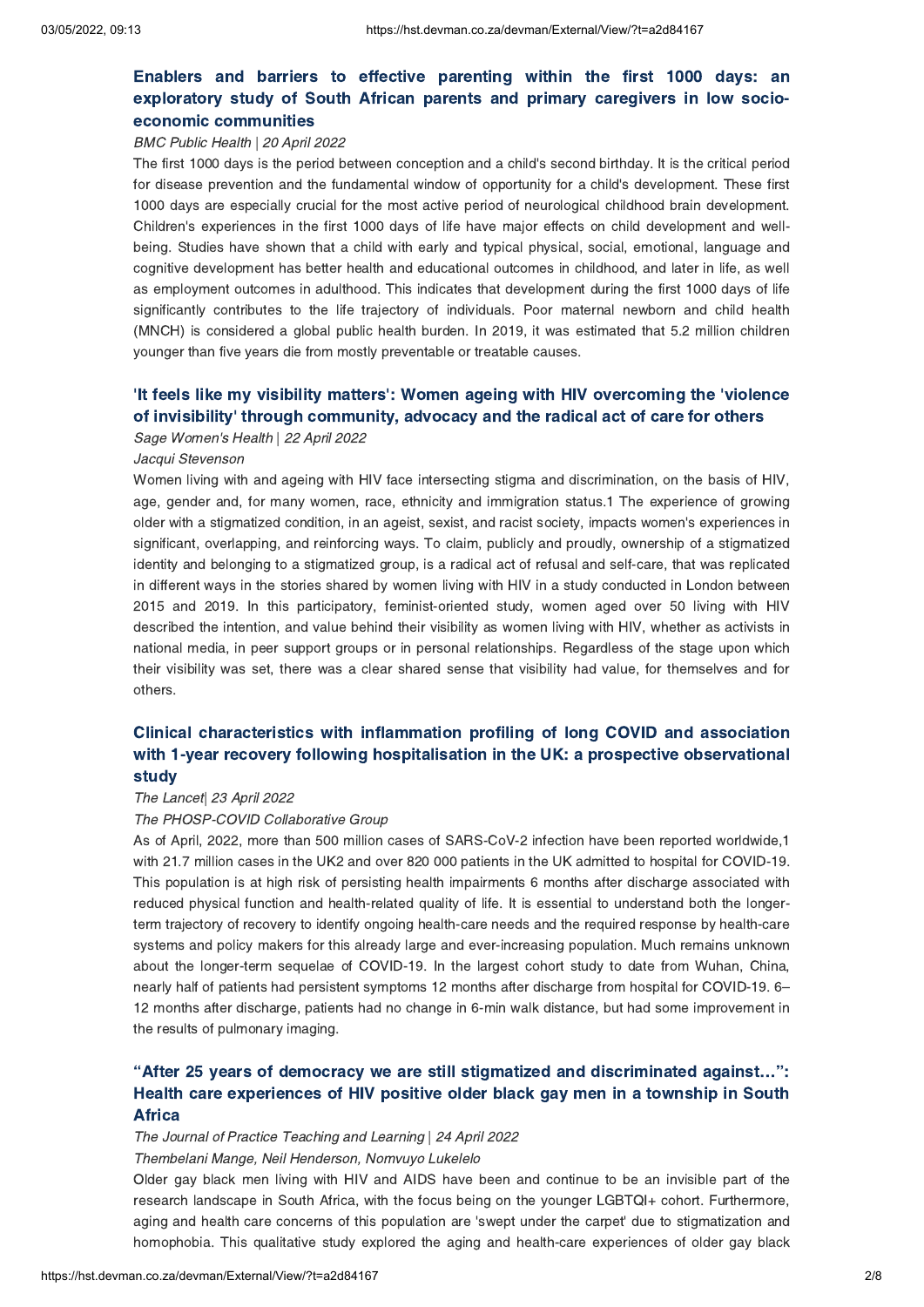## Enablers and barriers to effective parenting within the first 1000 days: an exploratory study of South African parents and primary caregivers in low socio-economic communities

*BMC Public Health | 20 April 2022*

The first 1000 days is the period between conception and a child's second birthday. It is the critical period for disease prevention and the fundamental window of opportunity for a child's development. These first 1000 days are especially crucial for the most active period of neurological childhood brain development. Children's experiences in the first 1000 days of life have major effects on child development and well-being. Studies have shown that a child with early and typical physical, social, emotional, language and cognitive development has better health and educational outcomes in childhood, and later in life, as well as employment outcomes in adulthood. This indicates that development during the first 1000 days of life significantly contributes to the life trajectory of individuals. Poor maternal newborn and child health (MNCH) is considered a global public health burden. In 2019, it was estimated that 5.2 million children younger than five years die from mostly preventable or treatable causes.

## 'It feels like my visibility matters': Women ageing with HIV overcoming the 'violence of invisibility' through community, advocacy and the radical act of care for others

*Sage Women's Health | 22 April 2022*

*Jacqui Stevenson*

Women living with and ageing with HIV face intersecting stigma and discrimination, on the basis of HIV, age, gender and, for many women, race, ethnicity and immigration status.1 The experience of growing older with a stigmatized condition, in an ageist, sexist, and racist society, impacts women's experiences in significant, overlapping, and reinforcing ways. To claim, publicly and proudly, ownership of a stigmatized identity and belonging to a stigmatized group, is a radical act of refusal and self-care, that was replicated in different ways in the stories shared by women living with HIV in a study conducted in London between 2015 and 2019. In this participatory, feminist-oriented study, women aged over 50 living with HIV described the intention, and value behind their visibility as women living with HIV, whether as activists in national media, in peer support groups or in personal relationships. Regardless of the stage upon which their visibility was set, there was a clear shared sense that visibility had value, for themselves and for others.

## Clinical characteristics with inflammation profiling of long COVID and association with 1-year recovery following hospitalisation in the UK: a prospective observational study

*The Lancet| 23 April 2022*

*The PHOSP-COVID Collaborative Group*

As of April, 2022, more than 500 million cases of SARS-CoV-2 infection have been reported worldwide,1 with 21.7 million cases in the UK2 and over 820 000 patients in the UK admitted to hospital for COVID-19. This population is at high risk of persisting health impairments 6 months after discharge associated with reduced physical function and health-related quality of life. It is essential to understand both the longer-term trajectory of recovery to identify ongoing health-care needs and the required response by health-care systems and policy makers for this already large and ever-increasing population. Much remains unknown about the longer-term sequelae of COVID-19. In the largest cohort study to date from Wuhan, China, nearly half of patients had persistent symptoms 12 months after discharge from hospital for COVID-19. 6–12 months after discharge, patients had no change in 6-min walk distance, but had some improvement in the results of pulmonary imaging.

## "After 25 years of democracy we are still stigmatized and discriminated against…": Health care experiences of HIV positive older black gay men in a township in South Africa

*The Journal of Practice Teaching and Learning | 24 April 2022*

*Thembelani Mange, Neil Henderson, Nomvuyo Lukelelo*

Older gay black men living with HIV and AIDS have been and continue to be an invisible part of the research landscape in South Africa, with the focus being on the younger LGBTQI+ cohort. Furthermore, aging and health care concerns of this population are 'swept under the carpet' due to stigmatization and homophobia. This qualitative study explored the aging and health-care experiences of older gay black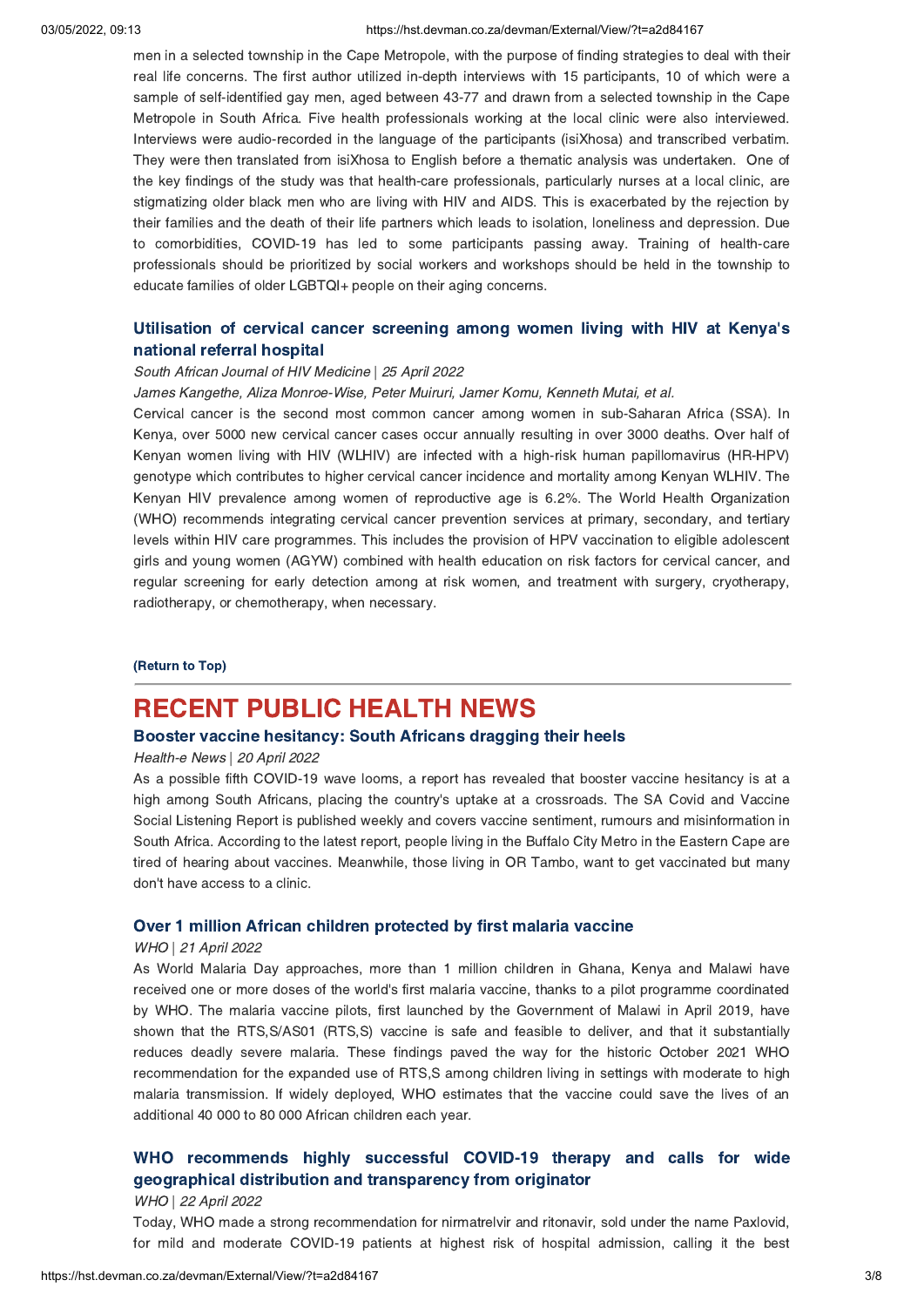men in a selected township in the Cape Metropole, with the purpose of finding strategies to deal with their real life concerns. The first author utilized in-depth interviews with 15 participants, 10 of which were a sample of self-identified gay men, aged between 43-77 and drawn from a selected township in the Cape Metropole in South Africa. Five health professionals working at the local clinic were also interviewed. Interviews were audio-recorded in the language of the participants (isiXhosa) and transcribed verbatim. They were then translated from isiXhosa to English before a thematic analysis was undertaken. One of the key findings of the study was that health-care professionals, particularly nurses at a local clinic, are stigmatizing older black men who are living with HIV and AIDS. This is exacerbated by the rejection by their families and the death of their life partners which leads to isolation, loneliness and depression. Due to comorbidities, COVID-19 has led to some participants passing away. Training of health-care professionals should be prioritized by social workers and workshops should be held in the township to educate families of older LGBTQI+ people on their aging concerns.

### Utilisation of cervical cancer screening among women living with HIV at Kenya's national referral hospital

*South African Journal of HIV Medicine | 25 April 2022*

*James Kangethe, Aliza Monroe-Wise, Peter Muiruri, Jamer Komu, Kenneth Mutai, et al.*

Cervical cancer is the second most common cancer among women in sub-Saharan Africa (SSA). In Kenya, over 5000 new cervical cancer cases occur annually resulting in over 3000 deaths. Over half of Kenyan women living with HIV (WLHIV) are infected with a high-risk human papillomavirus (HR-HPV) genotype which contributes to higher cervical cancer incidence and mortality among Kenyan WLHIV. The Kenyan HIV prevalence among women of reproductive age is 6.2%. The World Health Organization (WHO) recommends integrating cervical cancer prevention services at primary, secondary, and tertiary levels within HIV care programmes. This includes the provision of HPV vaccination to eligible adolescent girls and young women (AGYW) combined with health education on risk factors for cervical cancer, and regular screening for early detection among at risk women, and treatment with surgery, cryotherapy, radiotherapy, or chemotherapy, when necessary.

**(Return to Top)**

## RECENT PUBLIC HEALTH NEWS

### Booster vaccine hesitancy: South Africans dragging their heels

*Health-e News | 20 April 2022*

As a possible fifth COVID-19 wave looms, a report has revealed that booster vaccine hesitancy is at a high among South Africans, placing the country's uptake at a crossroads. The SA Covid and Vaccine Social Listening Report is published weekly and covers vaccine sentiment, rumours and misinformation in South Africa. According to the latest report, people living in the Buffalo City Metro in the Eastern Cape are tired of hearing about vaccines. Meanwhile, those living in OR Tambo, want to get vaccinated but many don't have access to a clinic.

### Over 1 million African children protected by first malaria vaccine

*WHO | 21 April 2022*

As World Malaria Day approaches, more than 1 million children in Ghana, Kenya and Malawi have received one or more doses of the world's first malaria vaccine, thanks to a pilot programme coordinated by WHO. The malaria vaccine pilots, first launched by the Government of Malawi in April 2019, have shown that the RTS,S/AS01 (RTS,S) vaccine is safe and feasible to deliver, and that it substantially reduces deadly severe malaria. These findings paved the way for the historic October 2021 WHO recommendation for the expanded use of RTS,S among children living in settings with moderate to high malaria transmission. If widely deployed, WHO estimates that the vaccine could save the lives of an additional 40 000 to 80 000 African children each year.

### WHO recommends highly successful COVID-19 therapy and calls for wide geographical distribution and transparency from originator

*WHO | 22 April 2022*

Today, WHO made a strong recommendation for nirmatrelvir and ritonavir, sold under the name Paxlovid, for mild and moderate COVID-19 patients at highest risk of hospital admission, calling it the best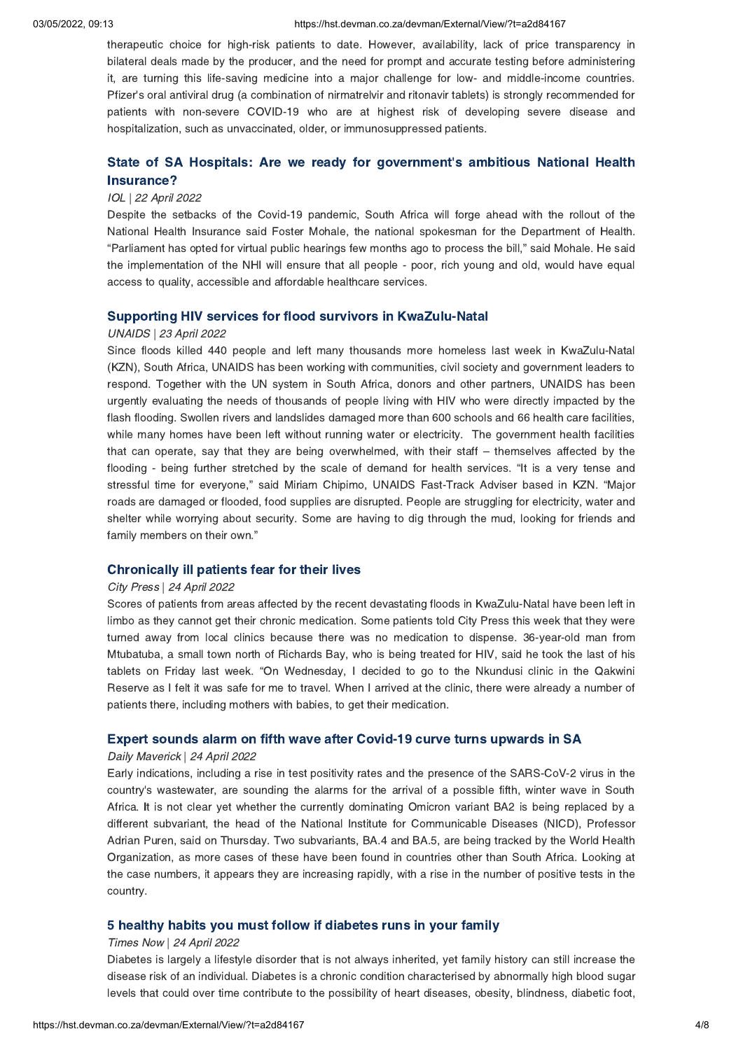therapeutic choice for high-risk patients to date. However, availability, lack of price transparency in bilateral deals made by the producer, and the need for prompt and accurate testing before administering it, are turning this life-saving medicine into a major challenge for low- and middle-income countries. Pfizer's oral antiviral drug (a combination of nirmatrelvir and ritonavir tablets) is strongly recommended for patients with non-severe COVID-19 who are at highest risk of developing severe disease and hospitalization, such as unvaccinated, older, or immunosuppressed patients.

### State of SA Hospitals: Are we ready for government's ambitious National Health Insurance?

*IOL | 22 April 2022*

Despite the setbacks of the Covid-19 pandemic, South Africa will forge ahead with the rollout of the National Health Insurance said Foster Mohale, the national spokesman for the Department of Health. "Parliament has opted for virtual public hearings few months ago to process the bill," said Mohale. He said the implementation of the NHI will ensure that all people - poor, rich young and old, would have equal access to quality, accessible and affordable healthcare services.

### Supporting HIV services for flood survivors in KwaZulu-Natal

*UNAIDS | 23 April 2022*

Since floods killed 440 people and left many thousands more homeless last week in KwaZulu-Natal (KZN), South Africa, UNAIDS has been working with communities, civil society and government leaders to respond. Together with the UN system in South Africa, donors and other partners, UNAIDS has been urgently evaluating the needs of thousands of people living with HIV who were directly impacted by the flash flooding. Swollen rivers and landslides damaged more than 600 schools and 66 health care facilities, while many homes have been left without running water or electricity. The government health facilities that can operate, say that they are being overwhelmed, with their staff – themselves affected by the flooding - being further stretched by the scale of demand for health services. "It is a very tense and stressful time for everyone," said Miriam Chipimo, UNAIDS Fast-Track Adviser based in KZN. "Major roads are damaged or flooded, food supplies are disrupted. People are struggling for electricity, water and shelter while worrying about security. Some are having to dig through the mud, looking for friends and family members on their own."

### Chronically ill patients fear for their lives

*City Press | 24 April 2022*

Scores of patients from areas affected by the recent devastating floods in KwaZulu-Natal have been left in limbo as they cannot get their chronic medication. Some patients told City Press this week that they were turned away from local clinics because there was no medication to dispense. 36-year-old man from Mtubatuba, a small town north of Richards Bay, who is being treated for HIV, said he took the last of his tablets on Friday last week. "On Wednesday, I decided to go to the Nkundusi clinic in the Qakwini Reserve as I felt it was safe for me to travel. When I arrived at the clinic, there were already a number of patients there, including mothers with babies, to get their medication.

### Expert sounds alarm on fifth wave after Covid-19 curve turns upwards in SA

*Daily Maverick | 24 April 2022*

Early indications, including a rise in test positivity rates and the presence of the SARS-CoV-2 virus in the country's wastewater, are sounding the alarms for the arrival of a possible fifth, winter wave in South Africa. It is not clear yet whether the currently dominating Omicron variant BA2 is being replaced by a different subvariant, the head of the National Institute for Communicable Diseases (NICD), Professor Adrian Puren, said on Thursday. Two subvariants, BA.4 and BA.5, are being tracked by the World Health Organization, as more cases of these have been found in countries other than South Africa. Looking at the case numbers, it appears they are increasing rapidly, with a rise in the number of positive tests in the country.

### 5 healthy habits you must follow if diabetes runs in your family

*Times Now | 24 April 2022*

Diabetes is largely a lifestyle disorder that is not always inherited, yet family history can still increase the disease risk of an individual. Diabetes is a chronic condition characterised by abnormally high blood sugar levels that could over time contribute to the possibility of heart diseases, obesity, blindness, diabetic foot,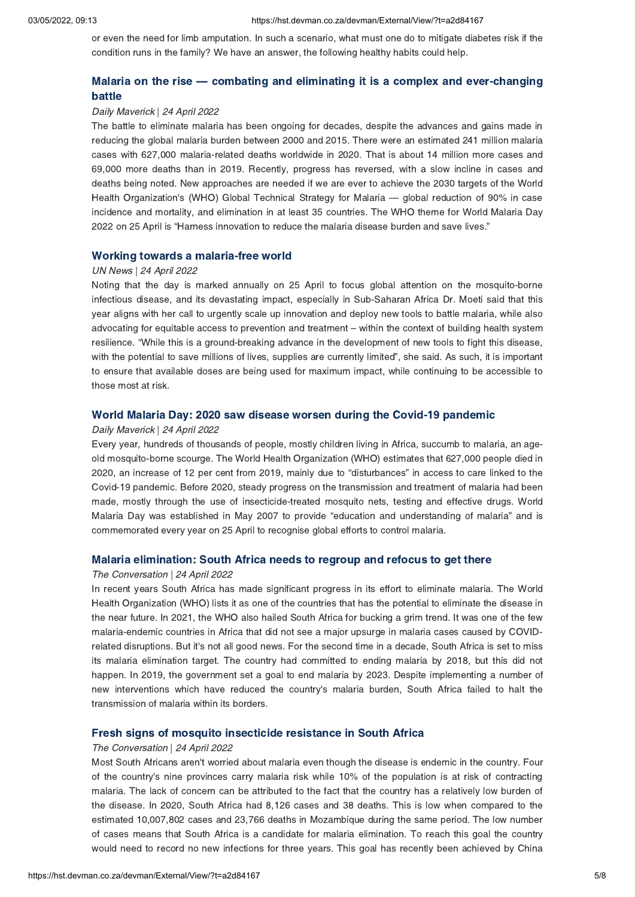or even the need for limb amputation. In such a scenario, what must one do to mitigate diabetes risk if the condition runs in the family? We have an answer, the following healthy habits could help.

### Malaria on the rise — combating and eliminating it is a complex and ever-changing battle

*Daily Maverick | 24 April 2022*

The battle to eliminate malaria has been ongoing for decades, despite the advances and gains made in reducing the global malaria burden between 2000 and 2015. There were an estimated 241 million malaria cases with 627,000 malaria-related deaths worldwide in 2020. That is about 14 million more cases and 69,000 more deaths than in 2019. Recently, progress has reversed, with a slow incline in cases and deaths being noted. New approaches are needed if we are ever to achieve the 2030 targets of the World Health Organization's (WHO) Global Technical Strategy for Malaria — global reduction of 90% in case incidence and mortality, and elimination in at least 35 countries. The WHO theme for World Malaria Day 2022 on 25 April is "Harness innovation to reduce the malaria disease burden and save lives."

### Working towards a malaria-free world

*UN News | 24 April 2022*

Noting that the day is marked annually on 25 April to focus global attention on the mosquito-borne infectious disease, and its devastating impact, especially in Sub-Saharan Africa Dr. Moeti said that this year aligns with her call to urgently scale up innovation and deploy new tools to battle malaria, while also advocating for equitable access to prevention and treatment – within the context of building health system resilience. "While this is a ground-breaking advance in the development of new tools to fight this disease, with the potential to save millions of lives, supplies are currently limited", she said. As such, it is important to ensure that available doses are being used for maximum impact, while continuing to be accessible to those most at risk.

### World Malaria Day: 2020 saw disease worsen during the Covid-19 pandemic

*Daily Maverick | 24 April 2022*

Every year, hundreds of thousands of people, mostly children living in Africa, succumb to malaria, an age-old mosquito-borne scourge. The World Health Organization (WHO) estimates that 627,000 people died in 2020, an increase of 12 per cent from 2019, mainly due to "disturbances" in access to care linked to the Covid-19 pandemic. Before 2020, steady progress on the transmission and treatment of malaria had been made, mostly through the use of insecticide-treated mosquito nets, testing and effective drugs. World Malaria Day was established in May 2007 to provide "education and understanding of malaria" and is commemorated every year on 25 April to recognise global efforts to control malaria.

### Malaria elimination: South Africa needs to regroup and refocus to get there

*The Conversation | 24 April 2022*

In recent years South Africa has made significant progress in its effort to eliminate malaria. The World Health Organization (WHO) lists it as one of the countries that has the potential to eliminate the disease in the near future. In 2021, the WHO also hailed South Africa for bucking a grim trend. It was one of the few malaria-endemic countries in Africa that did not see a major upsurge in malaria cases caused by COVID-related disruptions. But it's not all good news. For the second time in a decade, South Africa is set to miss its malaria elimination target. The country had committed to ending malaria by 2018, but this did not happen. In 2019, the government set a goal to end malaria by 2023. Despite implementing a number of new interventions which have reduced the country's malaria burden, South Africa failed to halt the transmission of malaria within its borders.

### Fresh signs of mosquito insecticide resistance in South Africa

*The Conversation | 24 April 2022*

Most South Africans aren't worried about malaria even though the disease is endemic in the country. Four of the country's nine provinces carry malaria risk while 10% of the population is at risk of contracting malaria. The lack of concern can be attributed to the fact that the country has a relatively low burden of the disease. In 2020, South Africa had 8,126 cases and 38 deaths. This is low when compared to the estimated 10,007,802 cases and 23,766 deaths in Mozambique during the same period. The low number of cases means that South Africa is a candidate for malaria elimination. To reach this goal the country would need to record no new infections for three years. This goal has recently been achieved by China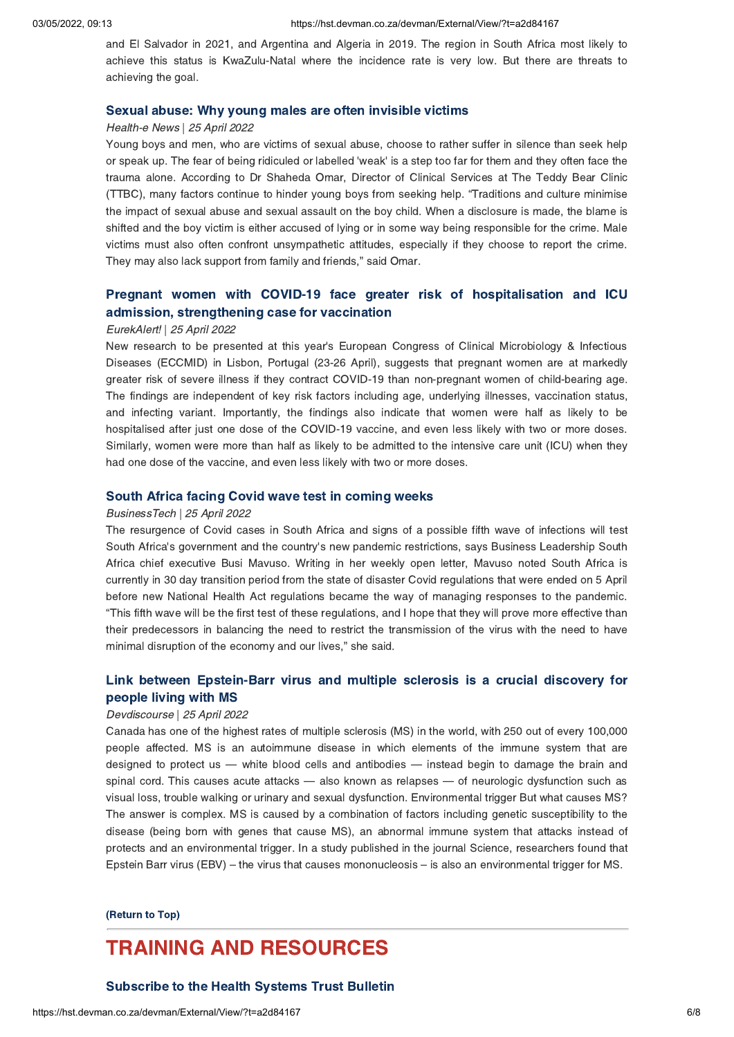and El Salvador in 2021, and Argentina and Algeria in 2019. The region in South Africa most likely to achieve this status is KwaZulu-Natal where the incidence rate is very low. But there are threats to achieving the goal.

### Sexual abuse: Why young males are often invisible victims

*Health-e News | 25 April 2022*

Young boys and men, who are victims of sexual abuse, choose to rather suffer in silence than seek help or speak up. The fear of being ridiculed or labelled 'weak' is a step too far for them and they often face the trauma alone. According to Dr Shaheda Omar, Director of Clinical Services at The Teddy Bear Clinic (TTBC), many factors continue to hinder young boys from seeking help. "Traditions and culture minimise the impact of sexual abuse and sexual assault on the boy child. When a disclosure is made, the blame is shifted and the boy victim is either accused of lying or in some way being responsible for the crime. Male victims must also often confront unsympathetic attitudes, especially if they choose to report the crime. They may also lack support from family and friends," said Omar.

### Pregnant women with COVID-19 face greater risk of hospitalisation and ICU admission, strengthening case for vaccination

*EurekAlert! | 25 April 2022*

New research to be presented at this year's European Congress of Clinical Microbiology & Infectious Diseases (ECCMID) in Lisbon, Portugal (23-26 April), suggests that pregnant women are at markedly greater risk of severe illness if they contract COVID-19 than non-pregnant women of child-bearing age. The findings are independent of key risk factors including age, underlying illnesses, vaccination status, and infecting variant. Importantly, the findings also indicate that women were half as likely to be hospitalised after just one dose of the COVID-19 vaccine, and even less likely with two or more doses. Similarly, women were more than half as likely to be admitted to the intensive care unit (ICU) when they had one dose of the vaccine, and even less likely with two or more doses.

### South Africa facing Covid wave test in coming weeks

*BusinessTech | 25 April 2022*

The resurgence of Covid cases in South Africa and signs of a possible fifth wave of infections will test South Africa's government and the country's new pandemic restrictions, says Business Leadership South Africa chief executive Busi Mavuso. Writing in her weekly open letter, Mavuso noted South Africa is currently in 30 day transition period from the state of disaster Covid regulations that were ended on 5 April before new National Health Act regulations became the way of managing responses to the pandemic. "This fifth wave will be the first test of these regulations, and I hope that they will prove more effective than their predecessors in balancing the need to restrict the transmission of the virus with the need to have minimal disruption of the economy and our lives," she said.

### Link between Epstein-Barr virus and multiple sclerosis is a crucial discovery for people living with MS

*Devdiscourse | 25 April 2022*

Canada has one of the highest rates of multiple sclerosis (MS) in the world, with 250 out of every 100,000 people affected. MS is an autoimmune disease in which elements of the immune system that are designed to protect us — white blood cells and antibodies — instead begin to damage the brain and spinal cord. This causes acute attacks — also known as relapses — of neurologic dysfunction such as visual loss, trouble walking or urinary and sexual dysfunction. Environmental trigger But what causes MS? The answer is complex. MS is caused by a combination of factors including genetic susceptibility to the disease (being born with genes that cause MS), an abnormal immune system that attacks instead of protects and an environmental trigger. In a study published in the journal Science, researchers found that Epstein Barr virus (EBV) – the virus that causes mononucleosis – is also an environmental trigger for MS.

**(Return to Top)**

## TRAINING AND RESOURCES

### Subscribe to the Health Systems Trust Bulletin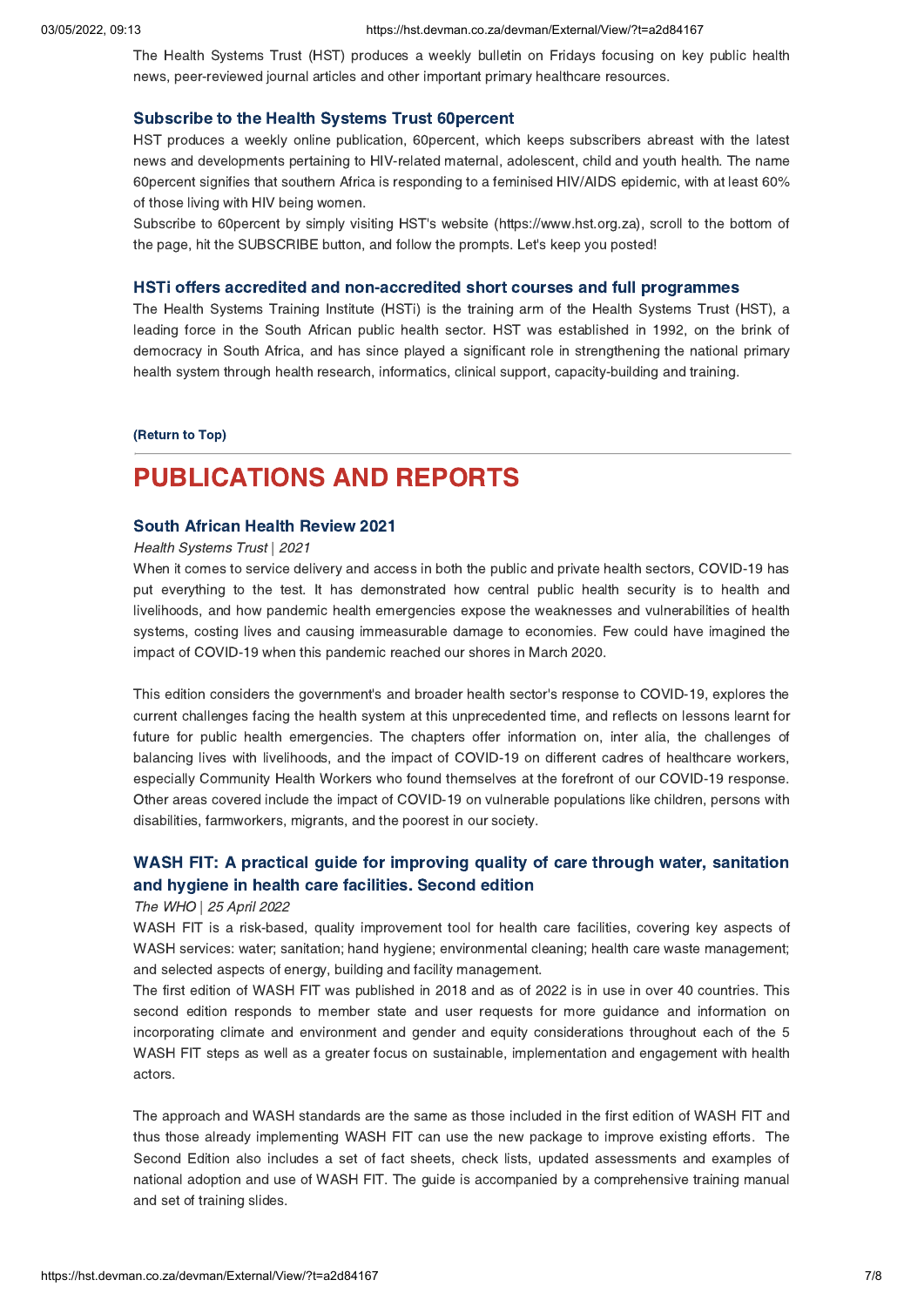The Health Systems Trust (HST) produces a weekly bulletin on Fridays focusing on key public health news, peer-reviewed journal articles and other important primary healthcare resources.

### Subscribe to the Health Systems Trust 60percent

HST produces a weekly online publication, 60percent, which keeps subscribers abreast with the latest news and developments pertaining to HIV-related maternal, adolescent, child and youth health. The name 60percent signifies that southern Africa is responding to a feminised HIV/AIDS epidemic, with at least 60% of those living with HIV being women.

Subscribe to 60percent by simply visiting HST's website (https://www.hst.org.za), scroll to the bottom of the page, hit the SUBSCRIBE button, and follow the prompts. Let's keep you posted!

### HSTi offers accredited and non-accredited short courses and full programmes

The Health Systems Training Institute (HSTi) is the training arm of the Health Systems Trust (HST), a leading force in the South African public health sector. HST was established in 1992, on the brink of democracy in South Africa, and has since played a significant role in strengthening the national primary health system through health research, informatics, clinical support, capacity-building and training.

**(Return to Top)**

---

## PUBLICATIONS AND REPORTS

### South African Health Review 2021

*Health Systems Trust | 2021*

When it comes to service delivery and access in both the public and private health sectors, COVID-19 has put everything to the test. It has demonstrated how central public health security is to health and livelihoods, and how pandemic health emergencies expose the weaknesses and vulnerabilities of health systems, costing lives and causing immeasurable damage to economies. Few could have imagined the impact of COVID-19 when this pandemic reached our shores in March 2020.

This edition considers the government's and broader health sector's response to COVID-19, explores the current challenges facing the health system at this unprecedented time, and reflects on lessons learnt for future for public health emergencies. The chapters offer information on, inter alia, the challenges of balancing lives with livelihoods, and the impact of COVID-19 on different cadres of healthcare workers, especially Community Health Workers who found themselves at the forefront of our COVID-19 response. Other areas covered include the impact of COVID-19 on vulnerable populations like children, persons with disabilities, farmworkers, migrants, and the poorest in our society.

### WASH FIT: A practical guide for improving quality of care through water, sanitation and hygiene in health care facilities. Second edition

*The WHO | 25 April 2022*

WASH FIT is a risk-based, quality improvement tool for health care facilities, covering key aspects of WASH services: water; sanitation; hand hygiene; environmental cleaning; health care waste management; and selected aspects of energy, building and facility management.

The first edition of WASH FIT was published in 2018 and as of 2022 is in use in over 40 countries. This second edition responds to member state and user requests for more guidance and information on incorporating climate and environment and gender and equity considerations throughout each of the 5 WASH FIT steps as well as a greater focus on sustainable, implementation and engagement with health actors.

The approach and WASH standards are the same as those included in the first edition of WASH FIT and thus those already implementing WASH FIT can use the new package to improve existing efforts. The Second Edition also includes a set of fact sheets, check lists, updated assessments and examples of national adoption and use of WASH FIT. The guide is accompanied by a comprehensive training manual and set of training slides.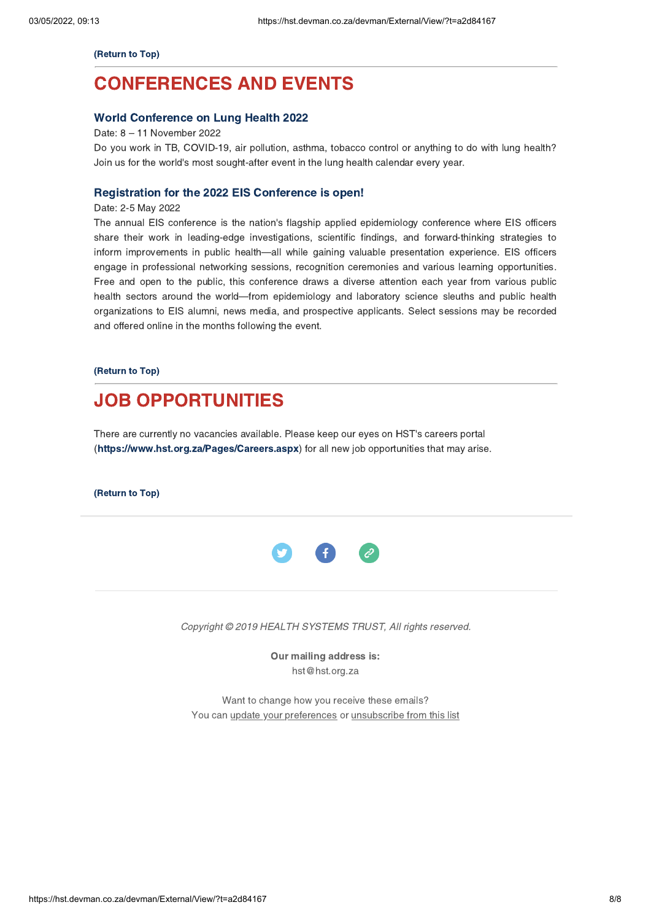**(Return to Top)**

## CONFERENCES AND EVENTS

### World Conference on Lung Health 2022

Date: 8 – 11 November 2022

Do you work in TB, COVID-19, air pollution, asthma, tobacco control or anything to do with lung health? Join us for the world's most sought-after event in the lung health calendar every year.

### Registration for the 2022 EIS Conference is open!

Date: 2-5 May 2022

The annual EIS conference is the nation's flagship applied epidemiology conference where EIS officers share their work in leading-edge investigations, scientific findings, and forward-thinking strategies to inform improvements in public health—all while gaining valuable presentation experience. EIS officers engage in professional networking sessions, recognition ceremonies and various learning opportunities. Free and open to the public, this conference draws a diverse attention each year from various public health sectors around the world—from epidemiology and laboratory science sleuths and public health organizations to EIS alumni, news media, and prospective applicants. Select sessions may be recorded and offered online in the months following the event.

**(Return to Top)**

## JOB OPPORTUNITIES

There are currently no vacancies available. Please keep our eyes on HST's careers portal (**https://www.hst.org.za/Pages/Careers.aspx**) for all new job opportunities that may arise.

**(Return to Top)**

*Copyright © 2019 HEALTH SYSTEMS TRUST, All rights reserved.*

**Our mailing address is:**
hst@hst.org.za

Want to change how you receive these emails?
You can update your preferences or unsubscribe from this list